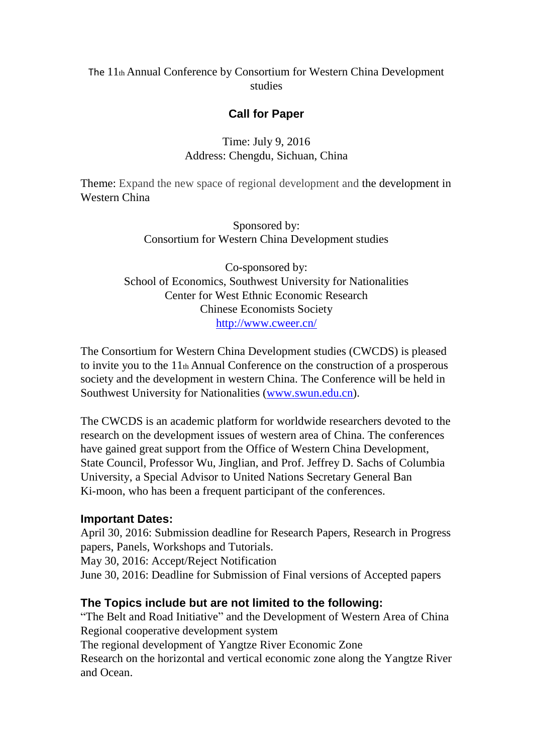The 11th Annual Conference by Consortium for Western China Development studies

## Call for Paper

Time: July 9, 2016
Address: Chengdu, Sichuan, China

Theme: Expand the new space of regional development and the development in Western China

Sponsored by:
Consortium for Western China Development studies

Co-sponsored by:
School of Economics, Southwest University for Nationalities
Center for West Ethnic Economic Research
Chinese Economists Society
http://www.cweer.cn/

The Consortium for Western China Development studies (CWCDS) is pleased to invite you to the 11th Annual Conference on the construction of a prosperous society and the development in western China. The Conference will be held in Southwest University for Nationalities (www.swun.edu.cn).

The CWCDS is an academic platform for worldwide researchers devoted to the research on the development issues of western area of China. The conferences have gained great support from the Office of Western China Development, State Council, Professor Wu, Jinglian, and Prof. Jeffrey D. Sachs of Columbia University, a Special Advisor to United Nations Secretary General Ban Ki-moon, who has been a frequent participant of the conferences.

### Important Dates:

April 30, 2016: Submission deadline for Research Papers, Research in Progress papers, Panels, Workshops and Tutorials.
May 30, 2016: Accept/Reject Notification
June 30, 2016: Deadline for Submission of Final versions of Accepted papers

### The Topics include but are not limited to the following:

"The Belt and Road Initiative" and the Development of Western Area of China
Regional cooperative development system
The regional development of Yangtze River Economic Zone
Research on the horizontal and vertical economic zone along the Yangtze River and Ocean.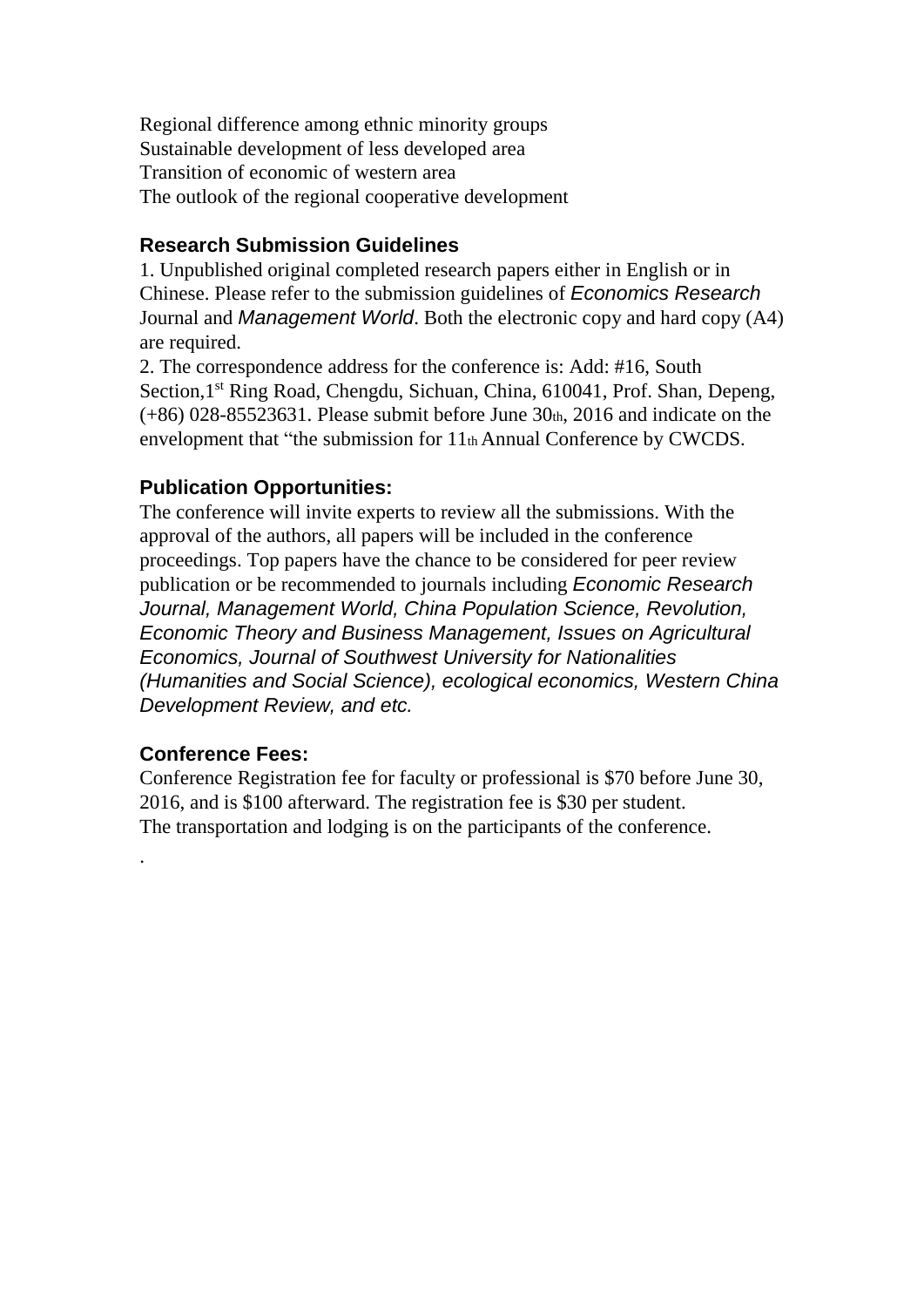Regional difference among ethnic minority groups
Sustainable development of less developed area
Transition of economic of western area
The outlook of the regional cooperative development

### Research Submission Guidelines

1. Unpublished original completed research papers either in English or in Chinese. Please refer to the submission guidelines of *Economics Research* Journal and *Management World*. Both the electronic copy and hard copy (A4) are required.
2. The correspondence address for the conference is: Add: #16, South Section,1st Ring Road, Chengdu, Sichuan, China, 610041, Prof. Shan, Depeng, (+86) 028-85523631. Please submit before June 30th, 2016 and indicate on the envelopment that "the submission for 11th Annual Conference by CWCDS.

### Publication Opportunities:

The conference will invite experts to review all the submissions. With the approval of the authors, all papers will be included in the conference proceedings. Top papers have the chance to be considered for peer review publication or be recommended to journals including *Economic Research Journal, Management World, China Population Science, Revolution, Economic Theory and Business Management, Issues on Agricultural Economics, Journal of Southwest University for Nationalities (Humanities and Social Science), ecological economics, Western China Development Review, and etc.*

### Conference Fees:

Conference Registration fee for faculty or professional is $70 before June 30, 2016, and is $100 afterward. The registration fee is $30 per student.
The transportation and lodging is on the participants of the conference.

.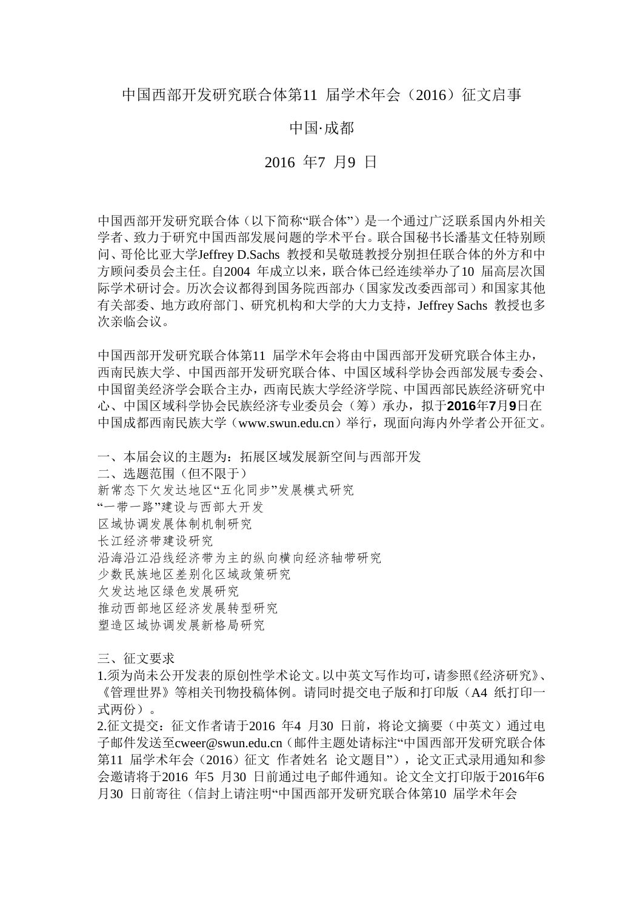# 中国西部开发研究联合体第11 届学术年会（2016）征文启事

## 中国·成都

## 2016 年7 月9 日

中国西部开发研究联合体（以下简称"联合体"）是一个通过广泛联系国内外相关学者、致力于研究中国西部发展问题的学术平台。联合国秘书长潘基文任特别顾问、哥伦比亚大学Jeffrey D.Sachs 教授和吴敬琏教授分别担任联合体的外方和中方顾问委员会主任。自2004 年成立以来，联合体已经连续举办了10 届高层次国际学术研讨会。历次会议都得到国务院西部办（国家发改委西部司）和国家其他有关部委、地方政府部门、研究机构和大学的大力支持，Jeffrey Sachs 教授也多次亲临会议。

中国西部开发研究联合体第11 届学术年会将由中国西部开发研究联合体主办，西南民族大学、中国西部开发研究联合体、中国区域科学协会西部发展专委会、中国留美经济学会联合主办，西南民族大学经济学院、中国西部民族经济研究中心、中国区域科学协会民族经济专业委员会（筹）承办，拟于**2016**年**7**月**9**日在中国成都西南民族大学（www.swun.edu.cn）举行，现面向海内外学者公开征文。

一、本届会议的主题为：拓展区域发展新空间与西部开发

二、选题范围（但不限于）

新常态下欠发达地区"五化同步"发展模式研究

"一带一路"建设与西部大开发

区域协调发展体制机制研究

长江经济带建设研究

沿海沿江沿线经济带为主的纵向横向经济轴带研究

少数民族地区差别化区域政策研究

欠发达地区绿色发展研究

推动西部地区经济发展转型研究

塑造区域协调发展新格局研究

三、征文要求

1.须为尚未公开发表的原创性学术论文。以中英文写作均可，请参照《经济研究》、《管理世界》等相关刊物投稿体例。请同时提交电子版和打印版（A4 纸打印一式两份）。

2.征文提交：征文作者请于2016 年4 月30 日前，将论文摘要（中英文）通过电子邮件发送至cweer@swun.edu.cn（邮件主题处请标注"中国西部开发研究联合体第11 届学术年会（2016）征文 作者姓名 论文题目"），论文正式录用通知和参会邀请将于2016 年5 月30 日前通过电子邮件通知。论文全文打印版于2016年6月30 日前寄往（信封上请注明"中国西部开发研究联合体第10 届学术年会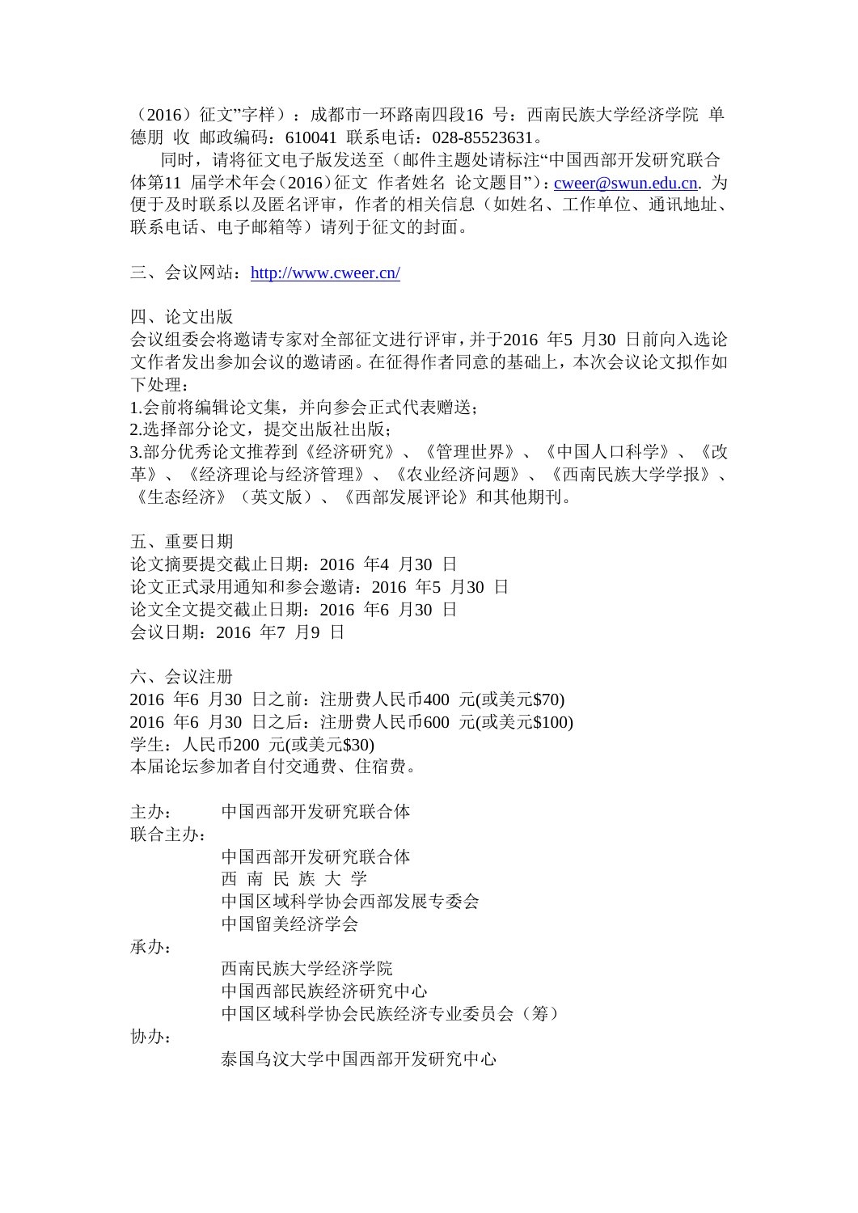（2016）征文"字样）：成都市一环路南四段16 号：西南民族大学经济学院 单德朋 收 邮政编码：610041 联系电话：028-85523631。

同时，请将征文电子版发送至（邮件主题处请标注"中国西部开发研究联合体第11 届学术年会（2016）征文 作者姓名 论文题目"）：cweer@swun.edu.cn. 为便于及时联系以及匿名评审，作者的相关信息（如姓名、工作单位、通讯地址、联系电话、电子邮箱等）请列于征文的封面。

三、会议网站：http://www.cweer.cn/

四、论文出版

会议组委会将邀请专家对全部征文进行评审，并于2016 年5 月30 日前向入选论文作者发出参加会议的邀请函。在征得作者同意的基础上，本次会议论文拟作如下处理：

1.会前将编辑论文集，并向参会正式代表赠送；
2.选择部分论文，提交出版社出版；
3.部分优秀论文推荐到《经济研究》、《管理世界》、《中国人口科学》、《改革》、《经济理论与经济管理》、《农业经济问题》、《西南民族大学学报》、《生态经济》（英文版）、《西部发展评论》和其他期刊。

五、重要日期

论文摘要提交截止日期：2016 年4 月30 日
论文正式录用通知和参会邀请：2016 年5 月30 日
论文全文提交截止日期：2016 年6 月30 日
会议日期：2016 年7 月9 日

六、会议注册

2016 年6 月30 日之前：注册费人民币400 元(或美元$70)
2016 年6 月30 日之后：注册费人民币600 元(或美元$100)
学生：人民币200 元(或美元$30)
本届论坛参加者自付交通费、住宿费。

主办： 中国西部开发研究联合体

联合主办：

中国西部开发研究联合体
西 南 民 族 大 学
中国区域科学协会西部发展专委会
中国留美经济学会

承办：

西南民族大学经济学院
中国西部民族经济研究中心
中国区域科学协会民族经济专业委员会（筹）

协办：

泰国乌汶大学中国西部开发研究中心